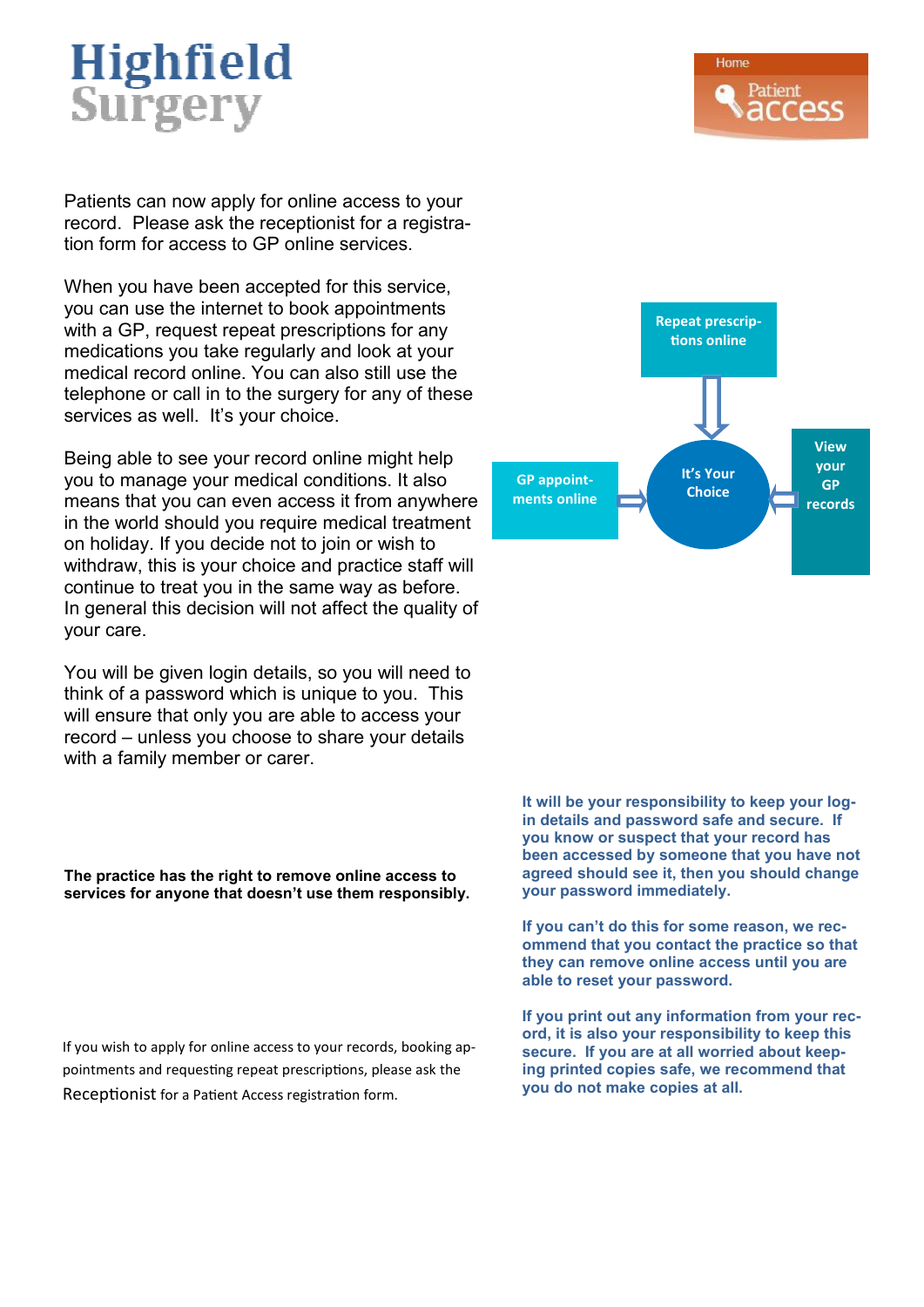# Highfield Surgery

Home

Patient access

Patients can now apply for online access to your record. Please ask the receptionist for a registration form for access to GP online services.

When you have been accepted for this service, you can use the internet to book appointments with a GP, request repeat prescriptions for any medications you take regularly and look at your medical record online. You can also still use the telephone or call in to the surgery for any of these services as well. It's your choice.

Being able to see your record online might help you to manage your medical conditions. It also means that you can even access it from anywhere in the world should you require medical treatment on holiday. If you decide not to join or wish to withdraw, this is your choice and practice staff will continue to treat you in the same way as before. In general this decision will not affect the quality of your care.

You will be given login details, so you will need to think of a password which is unique to you. This will ensure that only you are able to access your record – unless you choose to share your details with a family member or carer.

- Repeat prescriptions online
- GP appointments online
- View your GP records
- It's Your Choice

**It will be your responsibility to keep your login details and password safe and secure. If you know or suspect that your record has been accessed by someone that you have not agreed should see it, then you should change your password immediately.**

**If you can't do this for some reason, we recommend that you contact the practice so that they can remove online access until you are able to reset your password.**

**If you print out any information from your record, it is also your responsibility to keep this secure. If you are at all worried about keeping printed copies safe, we recommend that you do not make copies at all.**

**The practice has the right to remove online access to services for anyone that doesn't use them responsibly.**

If you wish to apply for online access to your records, booking appointments and requesting repeat prescriptions, please ask the Receptionist for a Patient Access registration form.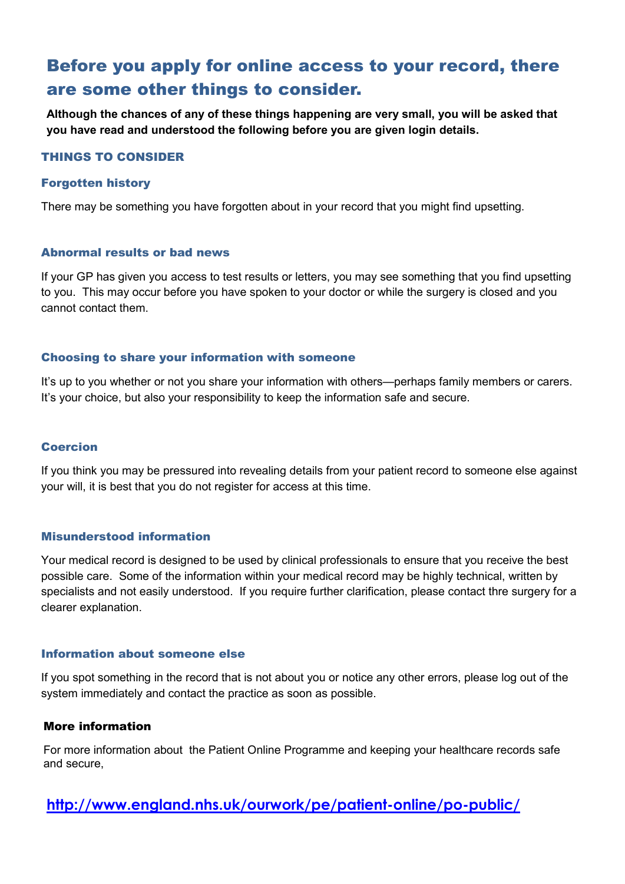# Before you apply for online access to your record, there are some other things to consider.

**Although the chances of any of these things happening are very small, you will be asked that you have read and understood the following before you are given login details.**

## THINGS TO CONSIDER

### Forgotten history

There may be something you have forgotten about in your record that you might find upsetting.

### Abnormal results or bad news

If your GP has given you access to test results or letters, you may see something that you find upsetting to you. This may occur before you have spoken to your doctor or while the surgery is closed and you cannot contact them.

### Choosing to share your information with someone

It's up to you whether or not you share your information with others—perhaps family members or carers. It's your choice, but also your responsibility to keep the information safe and secure.

### Coercion

If you think you may be pressured into revealing details from your patient record to someone else against your will, it is best that you do not register for access at this time.

### Misunderstood information

Your medical record is designed to be used by clinical professionals to ensure that you receive the best possible care. Some of the information within your medical record may be highly technical, written by specialists and not easily understood. If you require further clarification, please contact thre surgery for a clearer explanation.

### Information about someone else

If you spot something in the record that is not about you or notice any other errors, please log out of the system immediately and contact the practice as soon as possible.

### More information

For more information about the Patient Online Programme and keeping your healthcare records safe and secure,

[http://www.england.nhs.uk/ourwork/pe/patient-online/po-public/](http://www.england.nhs.uk/ourwork/pe/patient-online/po-public/)